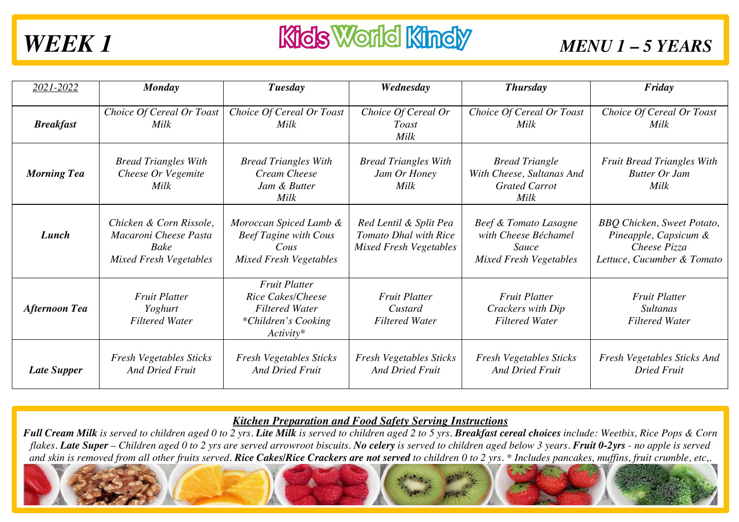# WEEK 1

## Kids World Kindy

## MENU 1 – 5 YEARS

| *2021-2022* | ***Monday*** | ***Tuesday*** | ***Wednesday*** | ***Thursday*** | ***Friday*** |
|---|---|---|---|---|---|
| ***Breakfast*** | *Choice Of Cereal Or Toast Milk* | *Choice Of Cereal Or Toast Milk* | *Choice Of Cereal Or Toast Milk* | *Choice Of Cereal Or Toast Milk* | *Choice Of Cereal Or Toast Milk* |
| ***Morning Tea*** | *Bread Triangles With Cheese Or Vegemite Milk* | *Bread Triangles With Cream Cheese Jam & Butter Milk* | *Bread Triangles With Jam Or Honey Milk* | *Bread Triangle With Cheese, Sultanas And Grated Carrot Milk* | *Fruit Bread Triangles With Butter Or Jam Milk* |
| ***Lunch*** | *Chicken & Corn Rissole, Macaroni Cheese Pasta Bake Mixed Fresh Vegetables* | *Moroccan Spiced Lamb & Beef Tagine with Cous Cous Mixed Fresh Vegetables* | *Red Lentil & Split Pea Tomato Dhal with Rice Mixed Fresh Vegetables* | *Beef & Tomato Lasagne with Cheese Béchamel Sauce Mixed Fresh Vegetables* | *BBQ Chicken, Sweet Potato, Pineapple, Capsicum & Cheese Pizza Lettuce, Cucumber & Tomato* |
| ***Afternoon Tea*** | *Fruit Platter Yoghurt Filtered Water* | *Fruit Platter Rice Cakes/Cheese Filtered Water \*Children's Cooking Activity\** | *Fruit Platter Custard Filtered Water* | *Fruit Platter Crackers with Dip Filtered Water* | *Fruit Platter Sultanas Filtered Water* |
| ***Late Supper*** | *Fresh Vegetables Sticks And Dried Fruit* | *Fresh Vegetables Sticks And Dried Fruit* | *Fresh Vegetables Sticks And Dried Fruit* | *Fresh Vegetables Sticks And Dried Fruit* | *Fresh Vegetables Sticks And Dried Fruit* |

### Kitchen Preparation and Food Safety Serving Instructions

***Full Cream Milk*** *is served to children aged 0 to 2 yrs.* ***Lite Milk*** *is served to children aged 2 to 5 yrs.* ***Breakfast cereal choices*** *include: Weetbix, Rice Pops & Corn flakes.* ***Late Super*** *– Children aged 0 to 2 yrs are served arrowroot biscuits.* ***No celery*** *is served to children aged below 3 years.* ***Fruit 0-2yrs*** *- no apple is served and skin is removed from all other fruits served.* ***Rice Cakes/Rice Crackers are not served*** *to children 0 to 2 yrs. \* Includes pancakes, muffins, fruit crumble, etc,.*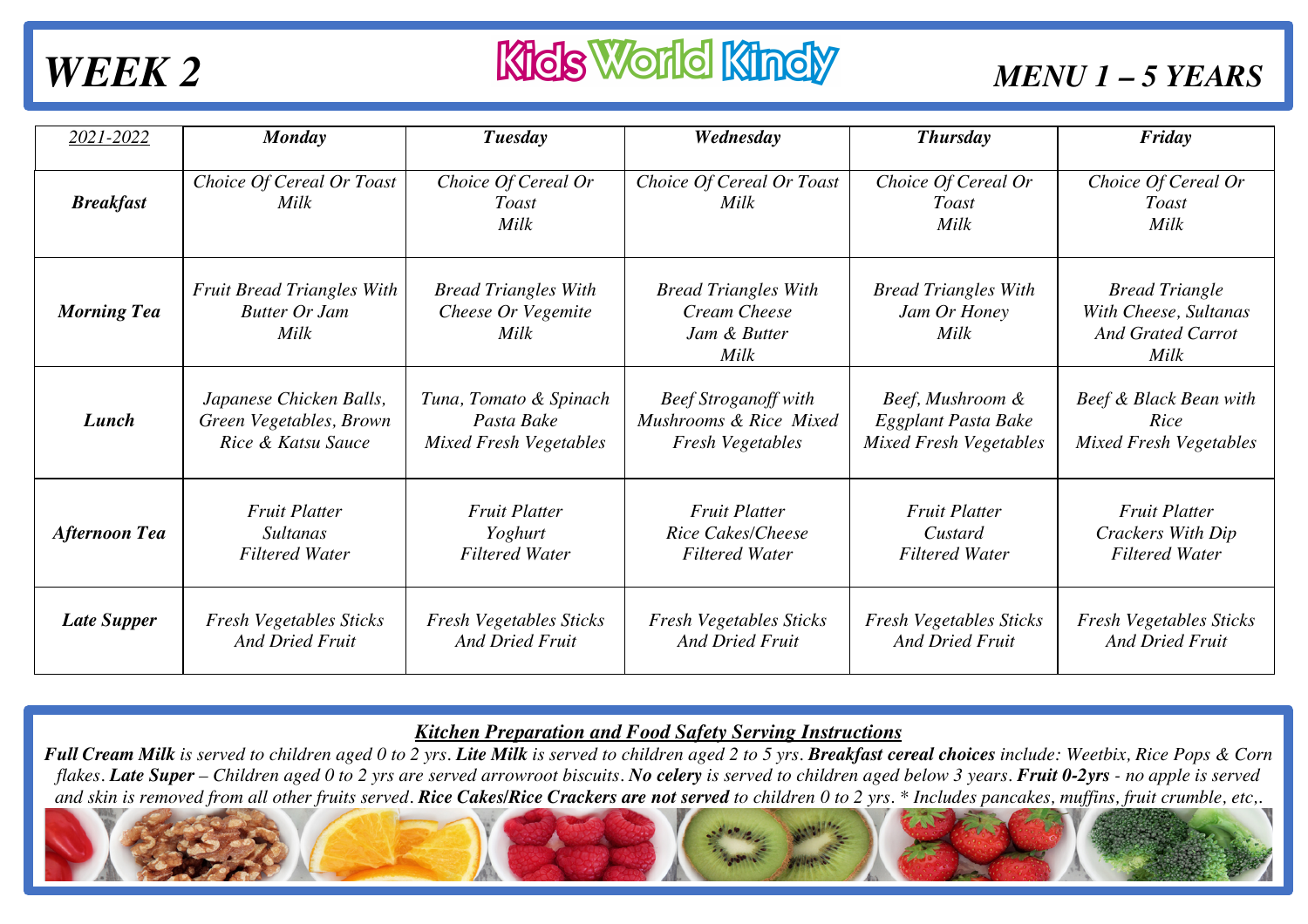# WEEK 2

# Kids World Kindy

# MENU 1 – 5 YEARS

| *2021-2022* | ***Monday*** | ***Tuesday*** | ***Wednesday*** | ***Thursday*** | ***Friday*** |
|---|---|---|---|---|---|
| ***Breakfast*** | *Choice Of Cereal Or Toast Milk* | *Choice Of Cereal Or Toast Milk* | *Choice Of Cereal Or Toast Milk* | *Choice Of Cereal Or Toast Milk* | *Choice Of Cereal Or Toast Milk* |
| ***Morning Tea*** | *Fruit Bread Triangles With Butter Or Jam Milk* | *Bread Triangles With Cheese Or Vegemite Milk* | *Bread Triangles With Cream Cheese Jam & Butter Milk* | *Bread Triangles With Jam Or Honey Milk* | *Bread Triangle With Cheese, Sultanas And Grated Carrot Milk* |
| ***Lunch*** | *Japanese Chicken Balls, Green Vegetables, Brown Rice & Katsu Sauce* | *Tuna, Tomato & Spinach Pasta Bake Mixed Fresh Vegetables* | *Beef Stroganoff with Mushrooms & Rice Mixed Fresh Vegetables* | *Beef, Mushroom & Eggplant Pasta Bake Mixed Fresh Vegetables* | *Beef & Black Bean with Rice Mixed Fresh Vegetables* |
| ***Afternoon Tea*** | *Fruit Platter Sultanas Filtered Water* | *Fruit Platter Yoghurt Filtered Water* | *Fruit Platter Rice Cakes/Cheese Filtered Water* | *Fruit Platter Custard Filtered Water* | *Fruit Platter Crackers With Dip Filtered Water* |
| ***Late Supper*** | *Fresh Vegetables Sticks And Dried Fruit* | *Fresh Vegetables Sticks And Dried Fruit* | *Fresh Vegetables Sticks And Dried Fruit* | *Fresh Vegetables Sticks And Dried Fruit* | *Fresh Vegetables Sticks And Dried Fruit* |

***Kitchen Preparation and Food Safety Serving Instructions***

***Full Cream Milk*** *is served to children aged 0 to 2 yrs.* ***Lite Milk*** *is served to children aged 2 to 5 yrs.* ***Breakfast cereal choices*** *include: Weetbix, Rice Pops & Corn flakes.* ***Late Super*** *– Children aged 0 to 2 yrs are served arrowroot biscuits.* ***No celery*** *is served to children aged below 3 years.* ***Fruit 0-2yrs*** *- no apple is served and skin is removed from all other fruits served.* ***Rice Cakes/Rice Crackers are not served*** *to children 0 to 2 yrs. * Includes pancakes, muffins, fruit crumble, etc,.*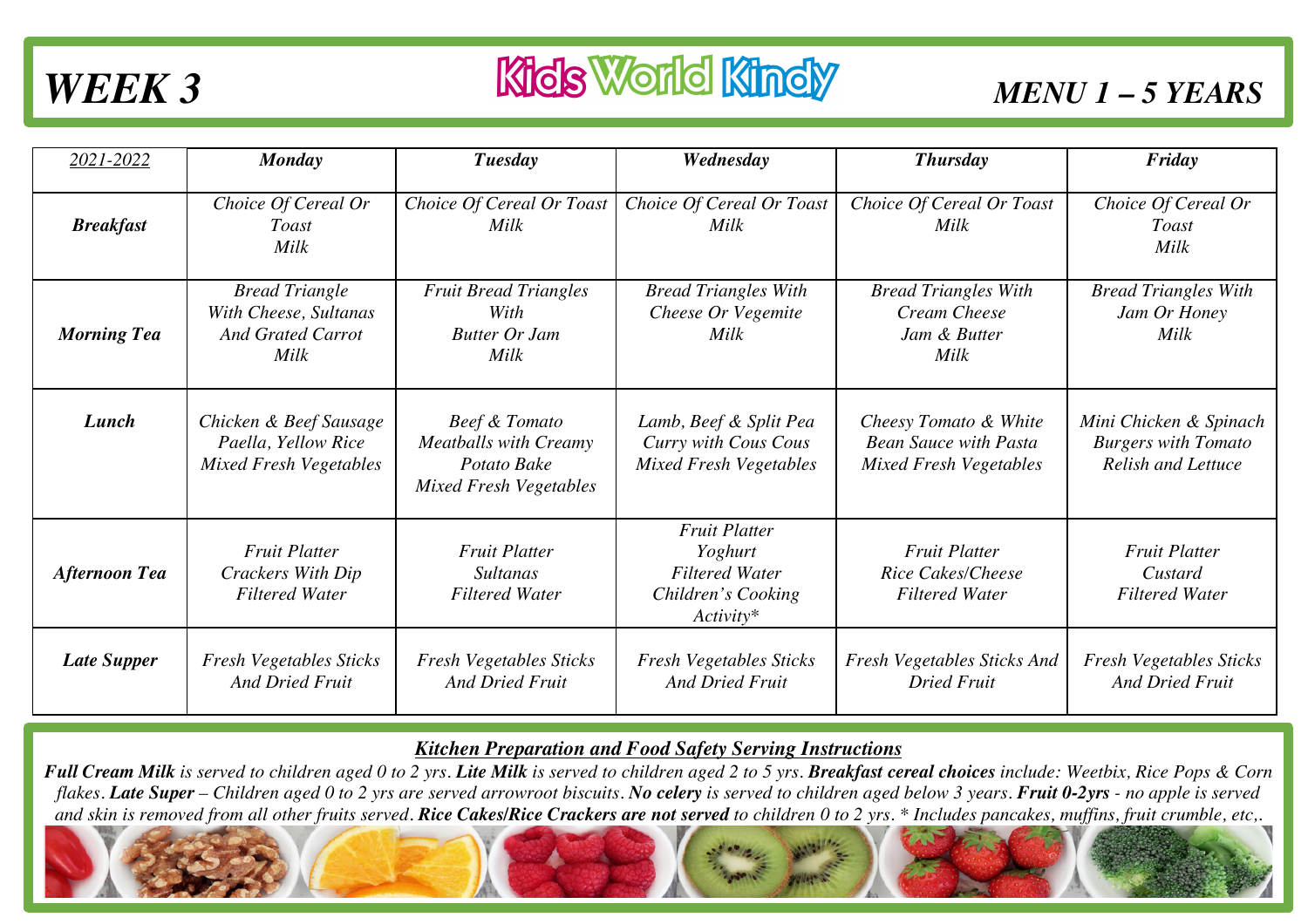# *WEEK 3*

## Kids World Kindy

## *MENU 1 – 5 YEARS*

| *2021-2022* | ***Monday*** | ***Tuesday*** | ***Wednesday*** | ***Thursday*** | ***Friday*** |
|---|---|---|---|---|---|
| ***Breakfast*** | *Choice Of Cereal Or Toast Milk* | *Choice Of Cereal Or Toast Milk* | *Choice Of Cereal Or Toast Milk* | *Choice Of Cereal Or Toast Milk* | *Choice Of Cereal Or Toast Milk* |
| ***Morning Tea*** | *Bread Triangle With Cheese, Sultanas And Grated Carrot Milk* | *Fruit Bread Triangles With Butter Or Jam Milk* | *Bread Triangles With Cheese Or Vegemite Milk* | *Bread Triangles With Cream Cheese Jam & Butter Milk* | *Bread Triangles With Jam Or Honey Milk* |
| ***Lunch*** | *Chicken & Beef Sausage Paella, Yellow Rice Mixed Fresh Vegetables* | *Beef & Tomato Meatballs with Creamy Potato Bake Mixed Fresh Vegetables* | *Lamb, Beef & Split Pea Curry with Cous Cous Mixed Fresh Vegetables* | *Cheesy Tomato & White Bean Sauce with Pasta Mixed Fresh Vegetables* | *Mini Chicken & Spinach Burgers with Tomato Relish and Lettuce* |
| ***Afternoon Tea*** | *Fruit Platter Crackers With Dip Filtered Water* | *Fruit Platter Sultanas Filtered Water* | *Fruit Platter Yoghurt Filtered Water Children's Cooking Activity** | *Fruit Platter Rice Cakes/Cheese Filtered Water* | *Fruit Platter Custard Filtered Water* |
| ***Late Supper*** | *Fresh Vegetables Sticks And Dried Fruit* | *Fresh Vegetables Sticks And Dried Fruit* | *Fresh Vegetables Sticks And Dried Fruit* | *Fresh Vegetables Sticks And Dried Fruit* | *Fresh Vegetables Sticks And Dried Fruit* |

***Kitchen Preparation and Food Safety Serving Instructions***

***Full Cream Milk*** *is served to children aged 0 to 2 yrs.* ***Lite Milk*** *is served to children aged 2 to 5 yrs.* ***Breakfast cereal choices*** *include: Weetbix, Rice Pops & Corn flakes.* ***Late Super*** *– Children aged 0 to 2 yrs are served arrowroot biscuits.* ***No celery*** *is served to children aged below 3 years.* ***Fruit 0-2yrs*** *- no apple is served and skin is removed from all other fruits served.* ***Rice Cakes/Rice Crackers are not served*** *to children 0 to 2 yrs. * Includes pancakes, muffins, fruit crumble, etc,.*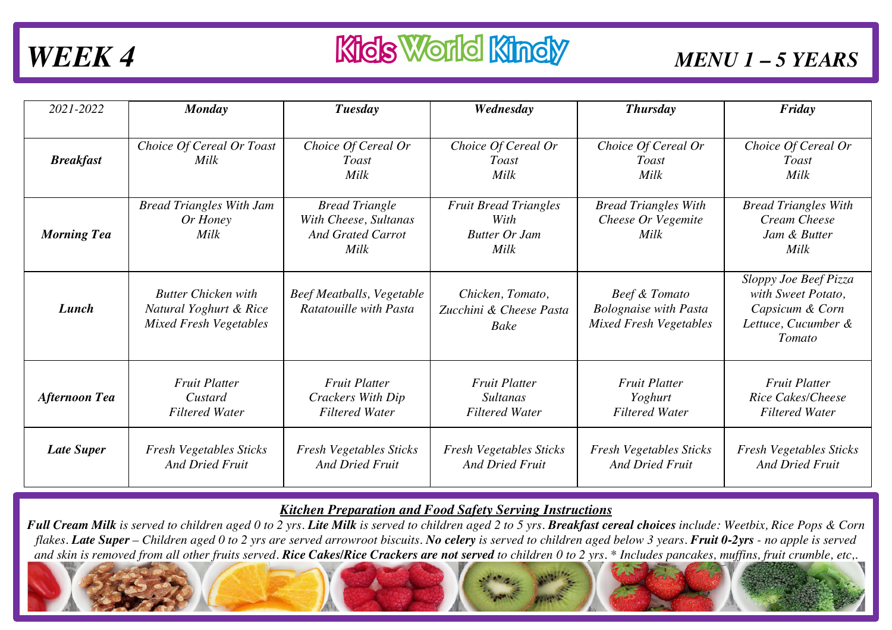# WEEK 4

# Kids World Kindy

# MENU 1 – 5 YEARS

| *2021-2022* | ***Monday*** | ***Tuesday*** | ***Wednesday*** | ***Thursday*** | ***Friday*** |
|---|---|---|---|---|---|
| ***Breakfast*** | *Choice Of Cereal Or Toast Milk* | *Choice Of Cereal Or Toast Milk* | *Choice Of Cereal Or Toast Milk* | *Choice Of Cereal Or Toast Milk* | *Choice Of Cereal Or Toast Milk* |
| ***Morning Tea*** | *Bread Triangles With Jam Or Honey Milk* | *Bread Triangle With Cheese, Sultanas And Grated Carrot Milk* | *Fruit Bread Triangles With Butter Or Jam Milk* | *Bread Triangles With Cheese Or Vegemite Milk* | *Bread Triangles With Cream Cheese Jam & Butter Milk* |
| ***Lunch*** | *Butter Chicken with Natural Yoghurt & Rice Mixed Fresh Vegetables* | *Beef Meatballs, Vegetable Ratatouille with Pasta* | *Chicken, Tomato, Zucchini & Cheese Pasta Bake* | *Beef & Tomato Bolognaise with Pasta Mixed Fresh Vegetables* | *Sloppy Joe Beef Pizza with Sweet Potato, Capsicum & Corn Lettuce, Cucumber & Tomato* |
| ***Afternoon Tea*** | *Fruit Platter Custard Filtered Water* | *Fruit Platter Crackers With Dip Filtered Water* | *Fruit Platter Sultanas Filtered Water* | *Fruit Platter Yoghurt Filtered Water* | *Fruit Platter Rice Cakes/Cheese Filtered Water* |
| ***Late Super*** | *Fresh Vegetables Sticks And Dried Fruit* | *Fresh Vegetables Sticks And Dried Fruit* | *Fresh Vegetables Sticks And Dried Fruit* | *Fresh Vegetables Sticks And Dried Fruit* | *Fresh Vegetables Sticks And Dried Fruit* |

***Kitchen Preparation and Food Safety Serving Instructions***

***Full Cream Milk*** *is served to children aged 0 to 2 yrs.* ***Lite Milk*** *is served to children aged 2 to 5 yrs.* ***Breakfast cereal choices*** *include: Weetbix, Rice Pops & Corn flakes.* ***Late Super*** *– Children aged 0 to 2 yrs are served arrowroot biscuits.* ***No celery*** *is served to children aged below 3 years.* ***Fruit 0-2yrs*** *- no apple is served and skin is removed from all other fruits served.* ***Rice Cakes/Rice Crackers are not served*** *to children 0 to 2 yrs. * Includes pancakes, muffins, fruit crumble, etc,.*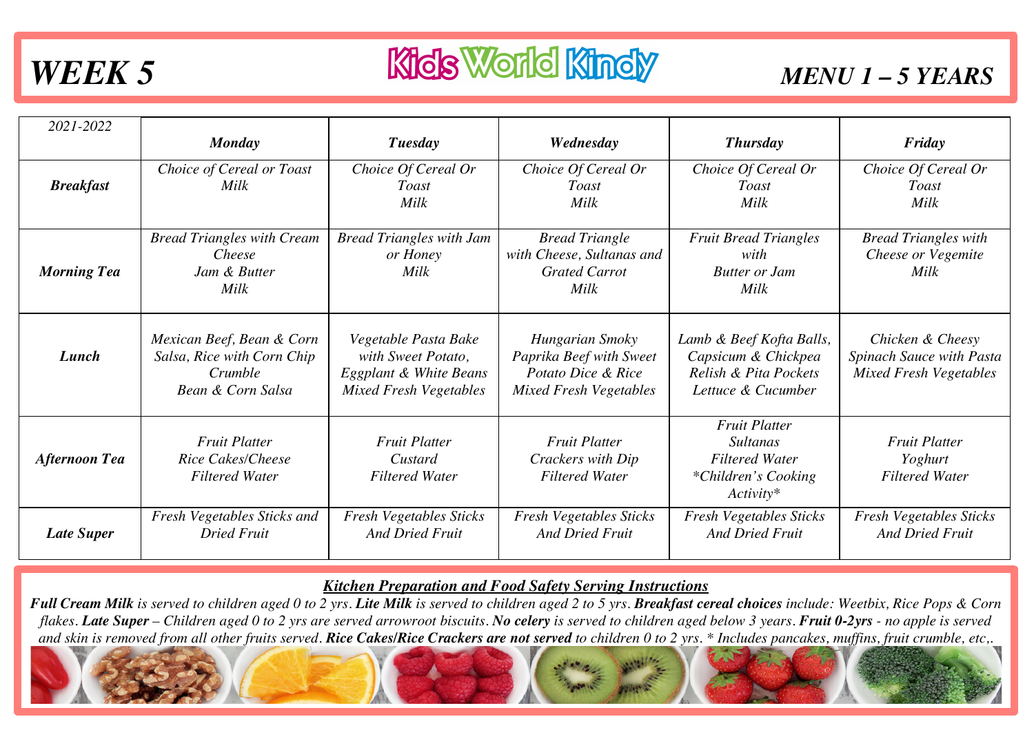# WEEK 5

**Kids World Kindy**

## MENU 1 – 5 YEARS

| *2021-2022* | ***Monday*** | ***Tuesday*** | ***Wednesday*** | ***Thursday*** | ***Friday*** |
|---|---|---|---|---|---|
| ***Breakfast*** | *Choice of Cereal or Toast Milk* | *Choice Of Cereal Or Toast Milk* | *Choice Of Cereal Or Toast Milk* | *Choice Of Cereal Or Toast Milk* | *Choice Of Cereal Or Toast Milk* |
| ***Morning Tea*** | *Bread Triangles with Cream Cheese Jam & Butter Milk* | *Bread Triangles with Jam or Honey Milk* | *Bread Triangle with Cheese, Sultanas and Grated Carrot Milk* | *Fruit Bread Triangles with Butter or Jam Milk* | *Bread Triangles with Cheese or Vegemite Milk* |
| ***Lunch*** | *Mexican Beef, Bean & Corn Salsa, Rice with Corn Chip Crumble Bean & Corn Salsa* | *Vegetable Pasta Bake with Sweet Potato, Eggplant & White Beans Mixed Fresh Vegetables* | *Hungarian Smoky Paprika Beef with Sweet Potato Dice & Rice Mixed Fresh Vegetables* | *Lamb & Beef Kofta Balls, Capsicum & Chickpea Relish & Pita Pockets Lettuce & Cucumber* | *Chicken & Cheesy Spinach Sauce with Pasta Mixed Fresh Vegetables* |
| ***Afternoon Tea*** | *Fruit Platter Rice Cakes/Cheese Filtered Water* | *Fruit Platter Custard Filtered Water* | *Fruit Platter Crackers with Dip Filtered Water* | *Fruit Platter Sultanas Filtered Water \*Children's Cooking Activity\** | *Fruit Platter Yoghurt Filtered Water* |
| ***Late Super*** | *Fresh Vegetables Sticks and Dried Fruit* | *Fresh Vegetables Sticks And Dried Fruit* | *Fresh Vegetables Sticks And Dried Fruit* | *Fresh Vegetables Sticks And Dried Fruit* | *Fresh Vegetables Sticks And Dried Fruit* |

***Kitchen Preparation and Food Safety Serving Instructions***

***Full Cream Milk*** *is served to children aged 0 to 2 yrs.* ***Lite Milk*** *is served to children aged 2 to 5 yrs.* ***Breakfast cereal choices*** *include: Weetbix, Rice Pops & Corn flakes.* ***Late Super*** *– Children aged 0 to 2 yrs are served arrowroot biscuits.* ***No celery*** *is served to children aged below 3 years.* ***Fruit 0-2yrs*** *- no apple is served and skin is removed from all other fruits served.* ***Rice Cakes/Rice Crackers are not served*** *to children 0 to 2 yrs. \* Includes pancakes, muffins, fruit crumble, etc,.*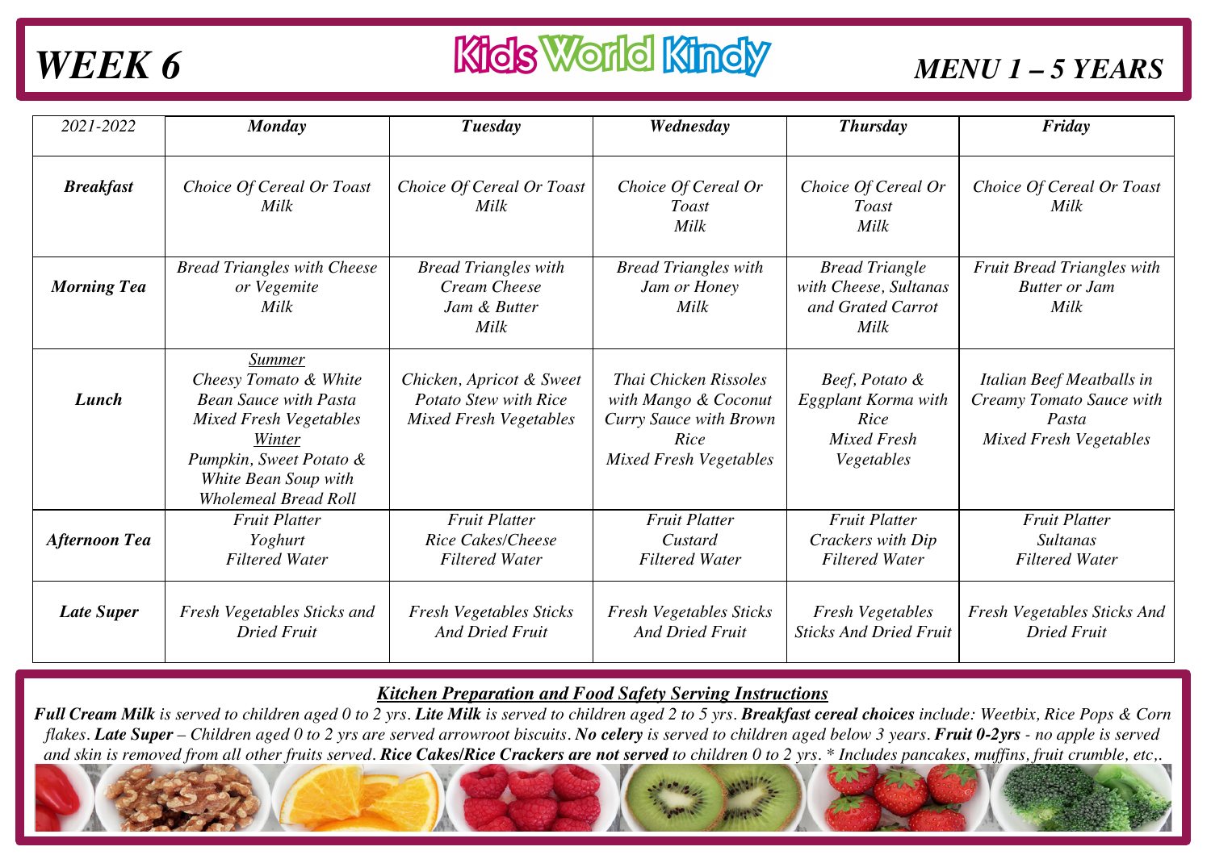# *WEEK 6*

**Kids World Kindy**

## *MENU 1 – 5 YEARS*

| *2021-2022* | ***Monday*** | ***Tuesday*** | ***Wednesday*** | ***Thursday*** | ***Friday*** |
|---|---|---|---|---|---|
| ***Breakfast*** | *Choice Of Cereal Or Toast Milk* | *Choice Of Cereal Or Toast Milk* | *Choice Of Cereal Or Toast Milk* | *Choice Of Cereal Or Toast Milk* | *Choice Of Cereal Or Toast Milk* |
| ***Morning Tea*** | *Bread Triangles with Cheese or Vegemite Milk* | *Bread Triangles with Cream Cheese Jam & Butter Milk* | *Bread Triangles with Jam or Honey Milk* | *Bread Triangle with Cheese, Sultanas and Grated Carrot Milk* | *Fruit Bread Triangles with Butter or Jam Milk* |
| ***Lunch*** | *Summer* *Cheesy Tomato & White Bean Sauce with Pasta Mixed Fresh Vegetables* *Winter* *Pumpkin, Sweet Potato & White Bean Soup with Wholemeal Bread Roll* | *Chicken, Apricot & Sweet Potato Stew with Rice Mixed Fresh Vegetables* | *Thai Chicken Rissoles with Mango & Coconut Curry Sauce with Brown Rice Mixed Fresh Vegetables* | *Beef, Potato & Eggplant Korma with Rice Mixed Fresh Vegetables* | *Italian Beef Meatballs in Creamy Tomato Sauce with Pasta Mixed Fresh Vegetables* |
| ***Afternoon Tea*** | *Fruit Platter Yoghurt Filtered Water* | *Fruit Platter Rice Cakes/Cheese Filtered Water* | *Fruit Platter Custard Filtered Water* | *Fruit Platter Crackers with Dip Filtered Water* | *Fruit Platter Sultanas Filtered Water* |
| ***Late Super*** | *Fresh Vegetables Sticks and Dried Fruit* | *Fresh Vegetables Sticks And Dried Fruit* | *Fresh Vegetables Sticks And Dried Fruit* | *Fresh Vegetables Sticks And Dried Fruit* | *Fresh Vegetables Sticks And Dried Fruit* |

***Kitchen Preparation and Food Safety Serving Instructions***

***Full Cream Milk*** *is served to children aged 0 to 2 yrs.* ***Lite Milk*** *is served to children aged 2 to 5 yrs.* ***Breakfast cereal choices*** *include: Weetbix, Rice Pops & Corn flakes.* ***Late Super*** *– Children aged 0 to 2 yrs are served arrowroot biscuits.* ***No celery*** *is served to children aged below 3 years.* ***Fruit 0-2yrs*** *- no apple is served and skin is removed from all other fruits served.* ***Rice Cakes/Rice Crackers are not served*** *to children 0 to 2 yrs. * Includes pancakes, muffins, fruit crumble, etc,.*